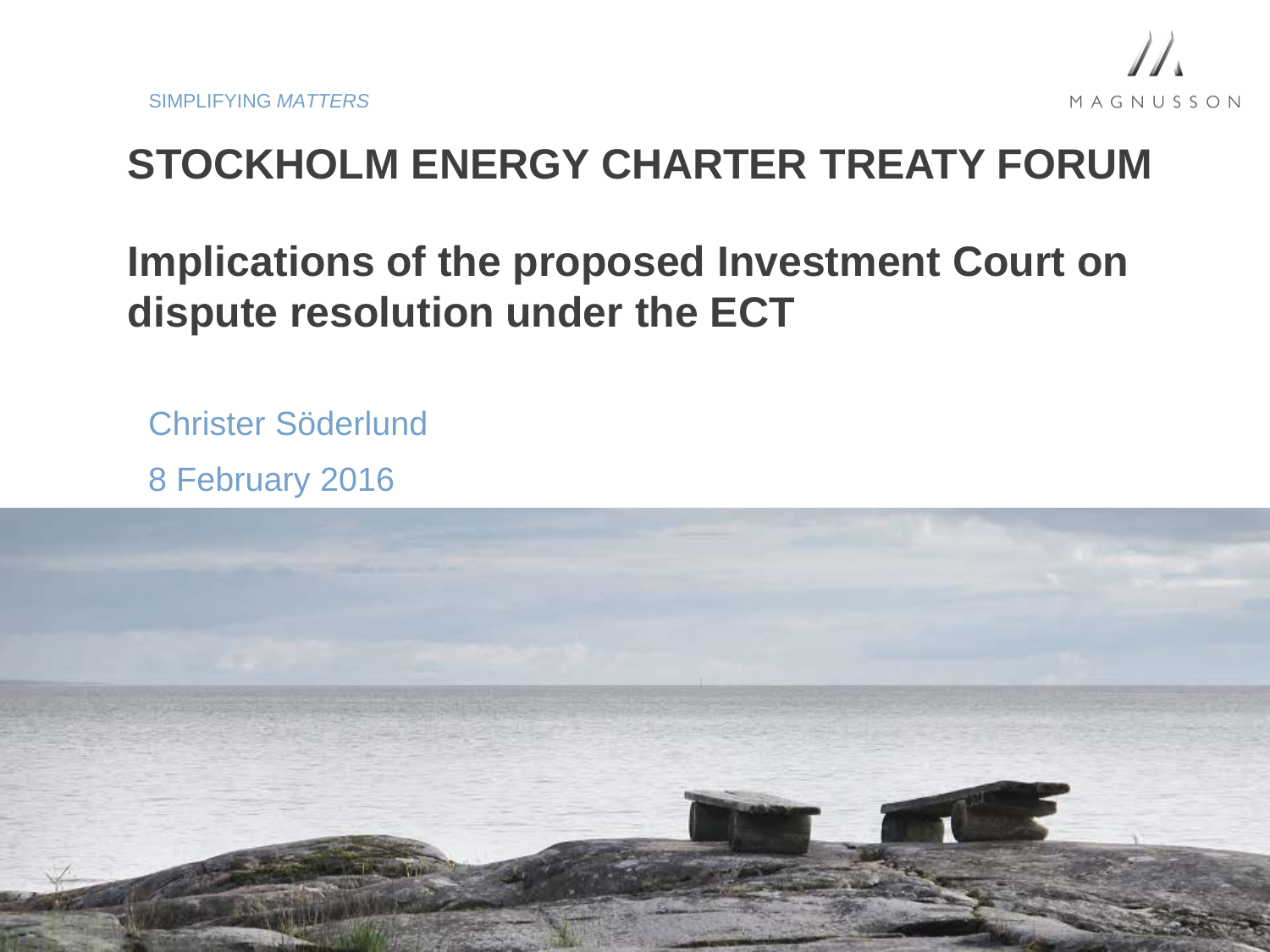SIMPLIFYING *MATTERS*

MAGNUSSON

# STOCKHOLM ENERGY CHARTER TREATY FORUM

## Implications of the proposed Investment Court on dispute resolution under the ECT

Christer Söderlund

8 February 2016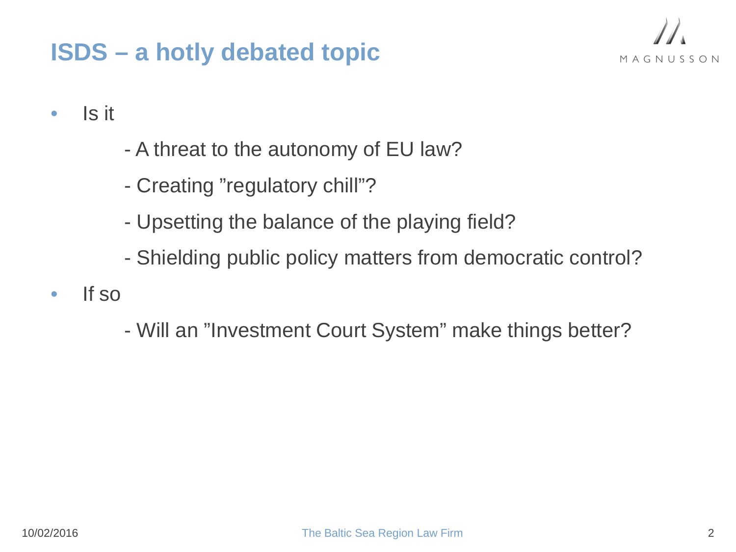# ISDS – a hotly debated topic

- Is it
  - A threat to the autonomy of EU law?
  - Creating ”regulatory chill”?
  - Upsetting the balance of the playing field?
  - Shielding public policy matters from democratic control?
- If so
  - Will an ”Investment Court System” make things better?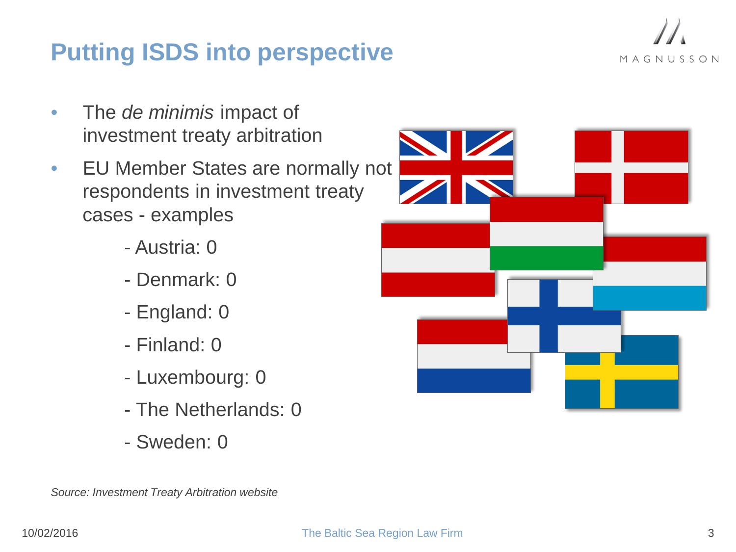# Putting ISDS into perspective

- The *de minimis* impact of investment treaty arbitration
- EU Member States are normally not respondents in investment treaty cases - examples
  - Austria: 0
  - Denmark: 0
  - England: 0
  - Finland: 0
  - Luxembourg: 0
  - The Netherlands: 0
  - Sweden: 0

*Source: Investment Treaty Arbitration website*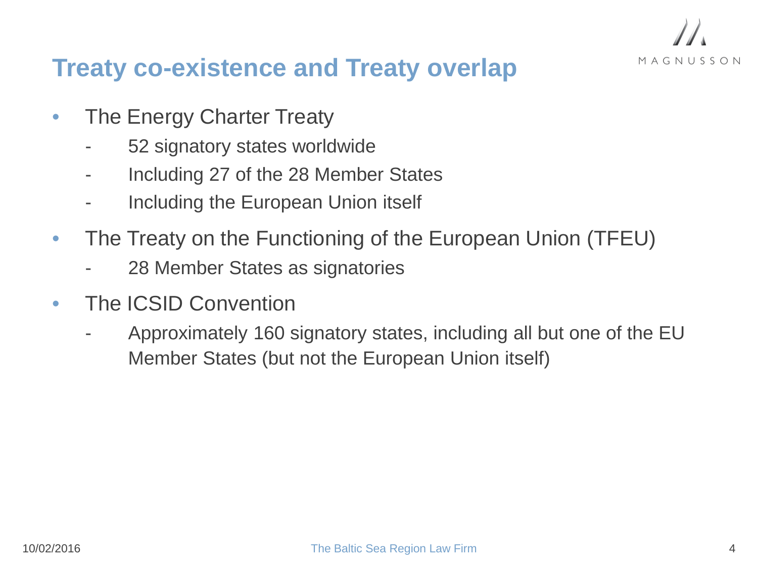# Treaty co-existence and Treaty overlap

- The Energy Charter Treaty
  - 52 signatory states worldwide
  - Including 27 of the 28 Member States
  - Including the European Union itself
- The Treaty on the Functioning of the European Union (TFEU)
  - 28 Member States as signatories
- The ICSID Convention
  - Approximately 160 signatory states, including all but one of the EU Member States (but not the European Union itself)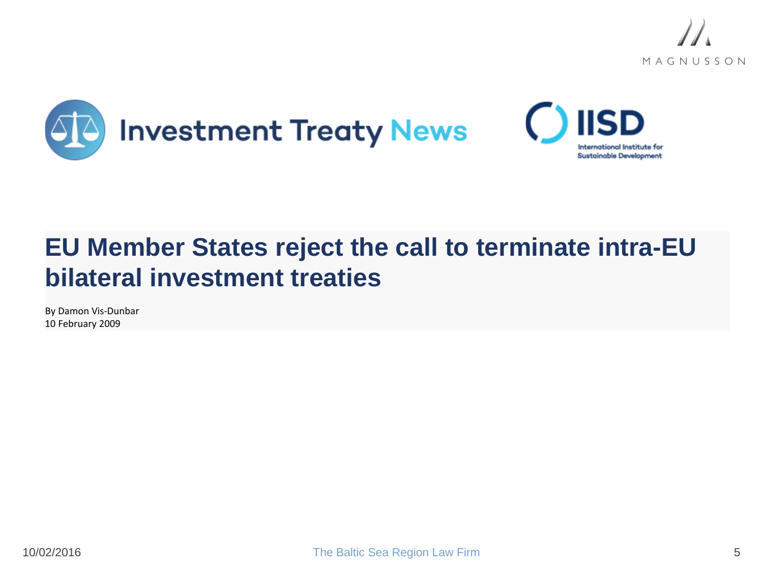Investment Treaty News

IISD

International Institute for Sustainable Development

# EU Member States reject the call to terminate intra-EU bilateral investment treaties

By Damon Vis-Dunbar

10 February 2009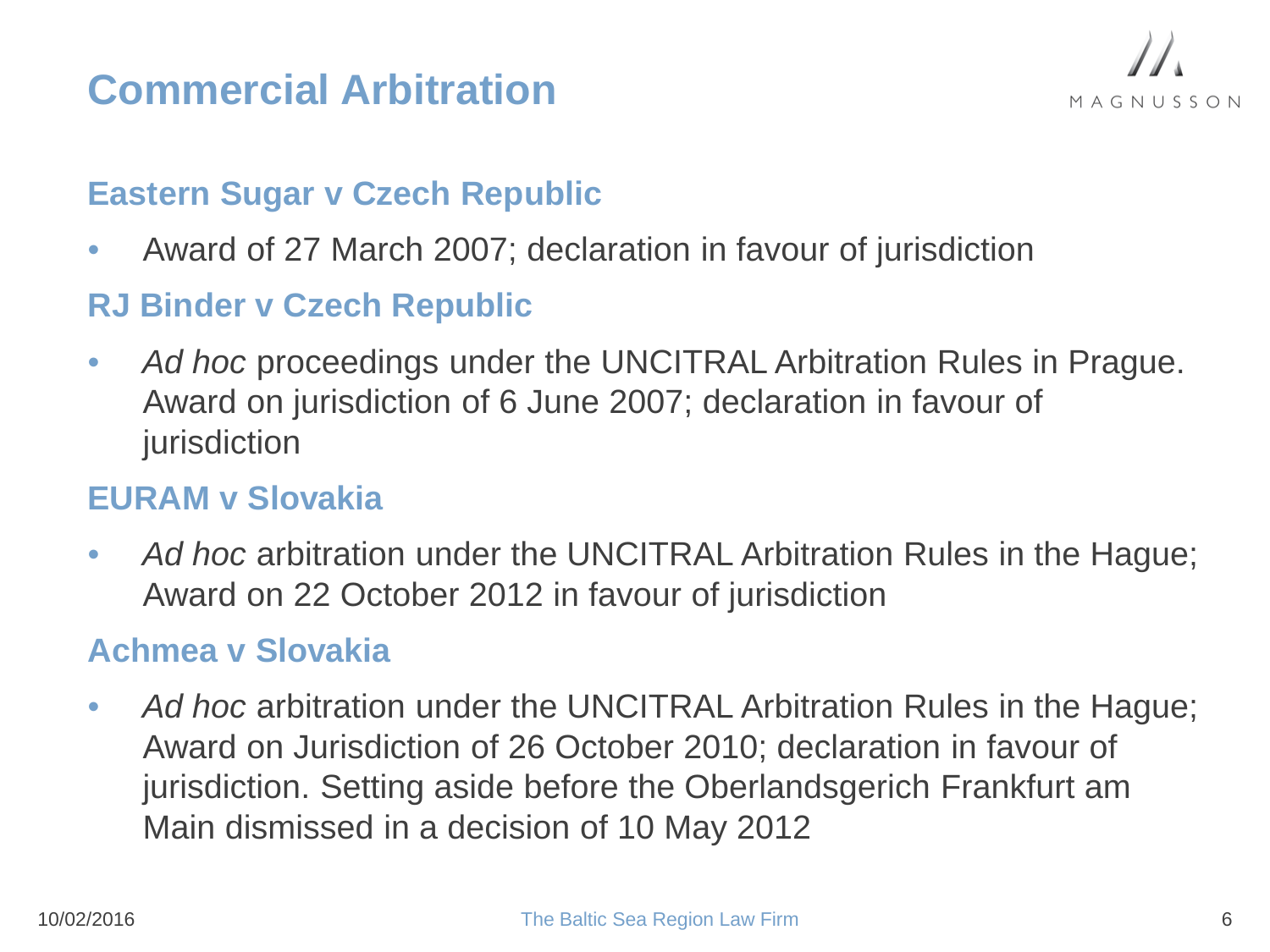# Commercial Arbitration

## Eastern Sugar v Czech Republic

- Award of 27 March 2007; declaration in favour of jurisdiction

## RJ Binder v Czech Republic

- *Ad hoc* proceedings under the UNCITRAL Arbitration Rules in Prague. Award on jurisdiction of 6 June 2007; declaration in favour of jurisdiction

## EURAM v Slovakia

- *Ad hoc* arbitration under the UNCITRAL Arbitration Rules in the Hague; Award on 22 October 2012 in favour of jurisdiction

## Achmea v Slovakia

- *Ad hoc* arbitration under the UNCITRAL Arbitration Rules in the Hague; Award on Jurisdiction of 26 October 2010; declaration in favour of jurisdiction. Setting aside before the Oberlandsgerich Frankfurt am Main dismissed in a decision of 10 May 2012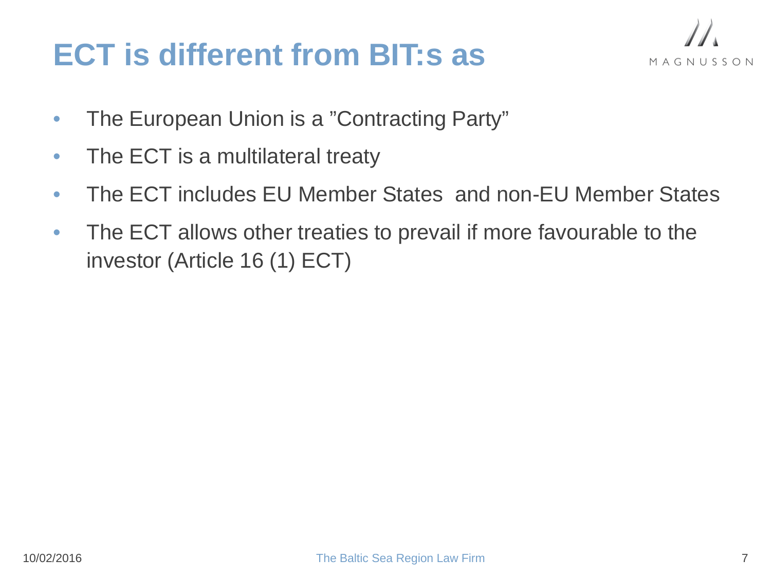# ECT is different from BIT:s as

- The European Union is a ”Contracting Party”
- The ECT is a multilateral treaty
- The ECT includes EU Member States  and non-EU Member States
- The ECT allows other treaties to prevail if more favourable to the investor (Article 16 (1) ECT)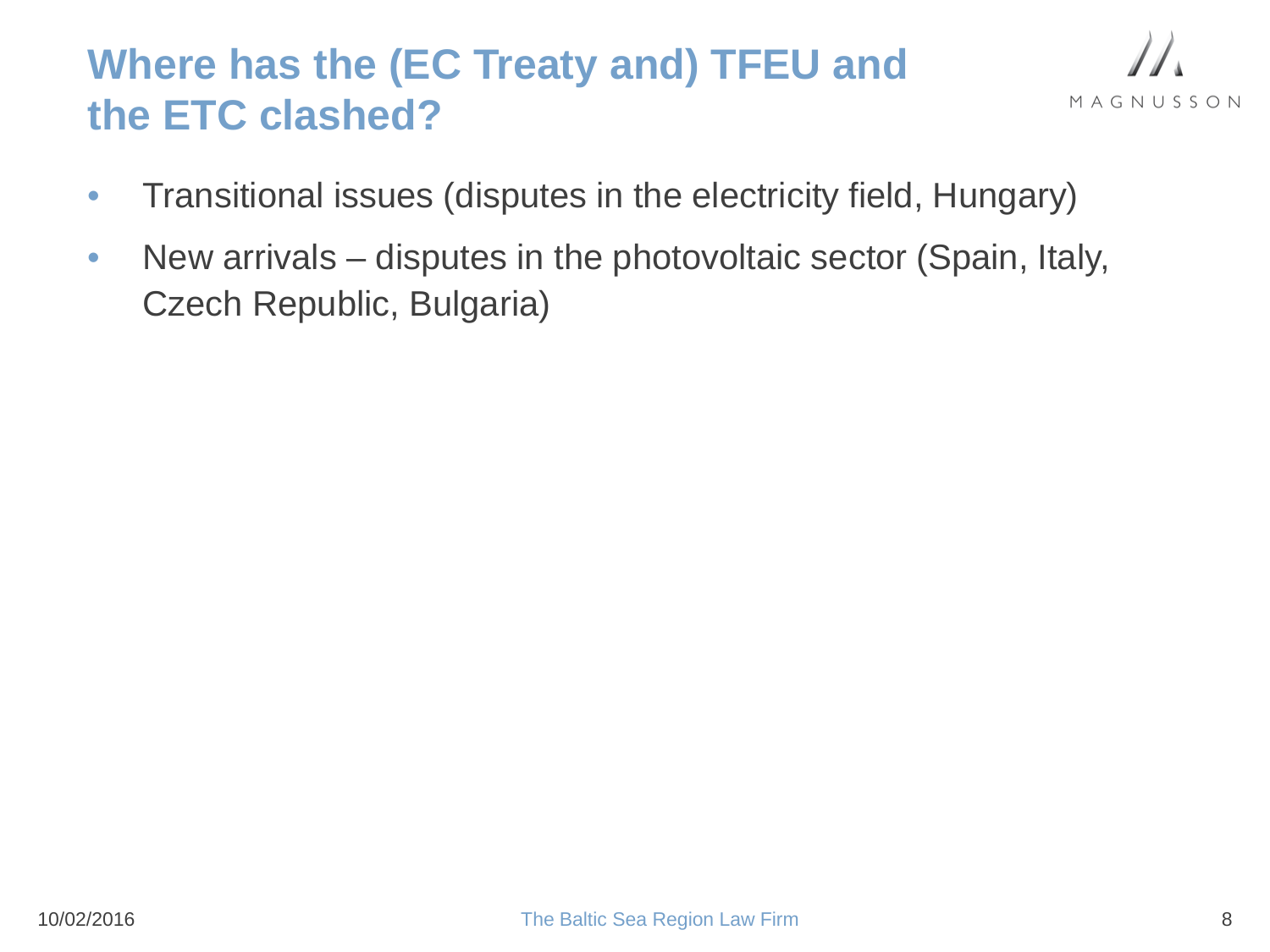## Where has the (EC Treaty and) TFEU and the ETC clashed?

- Transitional issues (disputes in the electricity field, Hungary)
- New arrivals – disputes in the photovoltaic sector (Spain, Italy, Czech Republic, Bulgaria)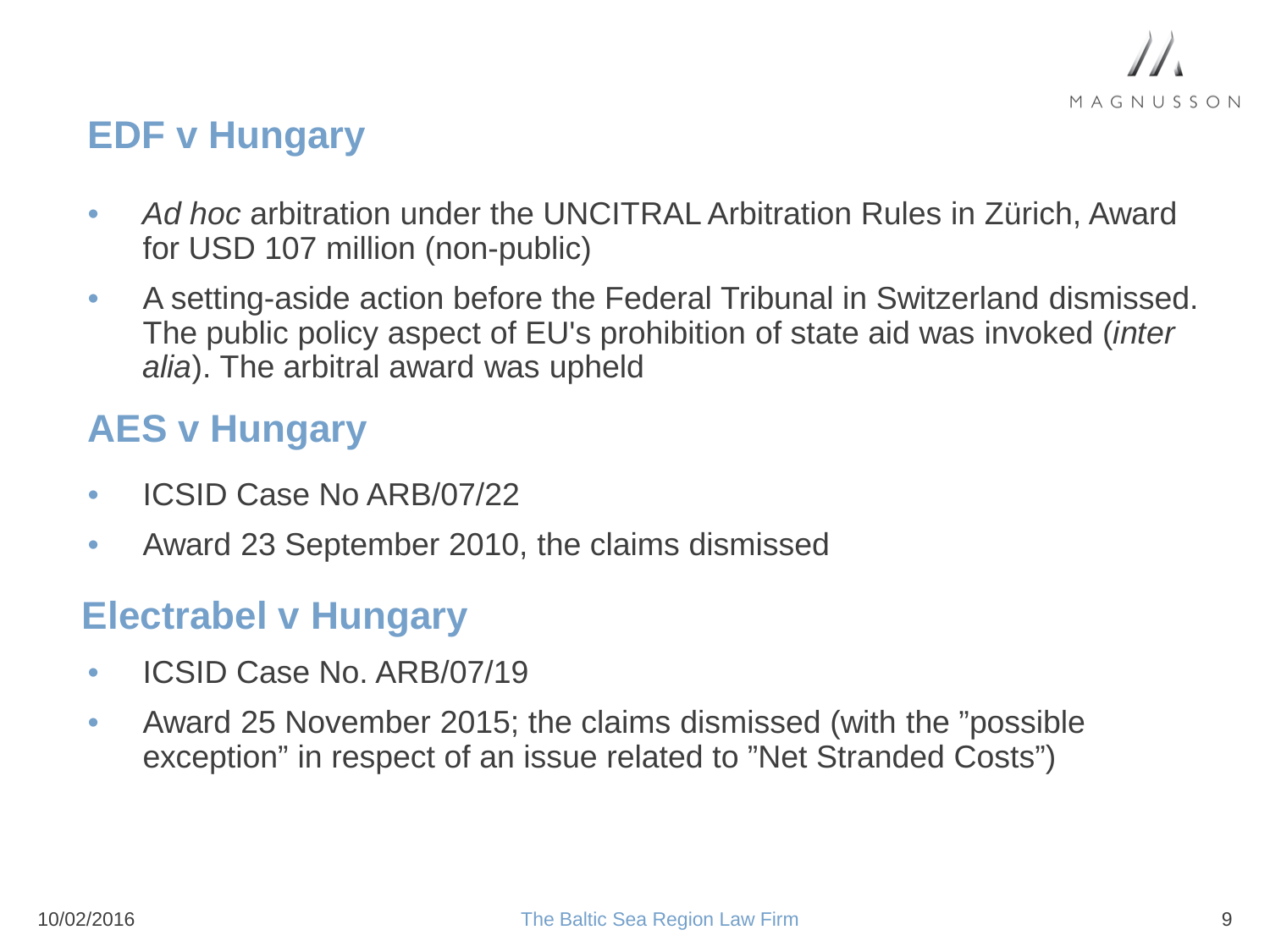## EDF v Hungary

- *Ad hoc* arbitration under the UNCITRAL Arbitration Rules in Zürich, Award for USD 107 million (non-public)
- A setting-aside action before the Federal Tribunal in Switzerland dismissed. The public policy aspect of EU's prohibition of state aid was invoked (*inter alia*). The arbitral award was upheld

## AES v Hungary

- ICSID Case No ARB/07/22
- Award 23 September 2010, the claims dismissed

## Electrabel v Hungary

- ICSID Case No. ARB/07/19
- Award 25 November 2015; the claims dismissed (with the ”possible exception” in respect of an issue related to ”Net Stranded Costs”)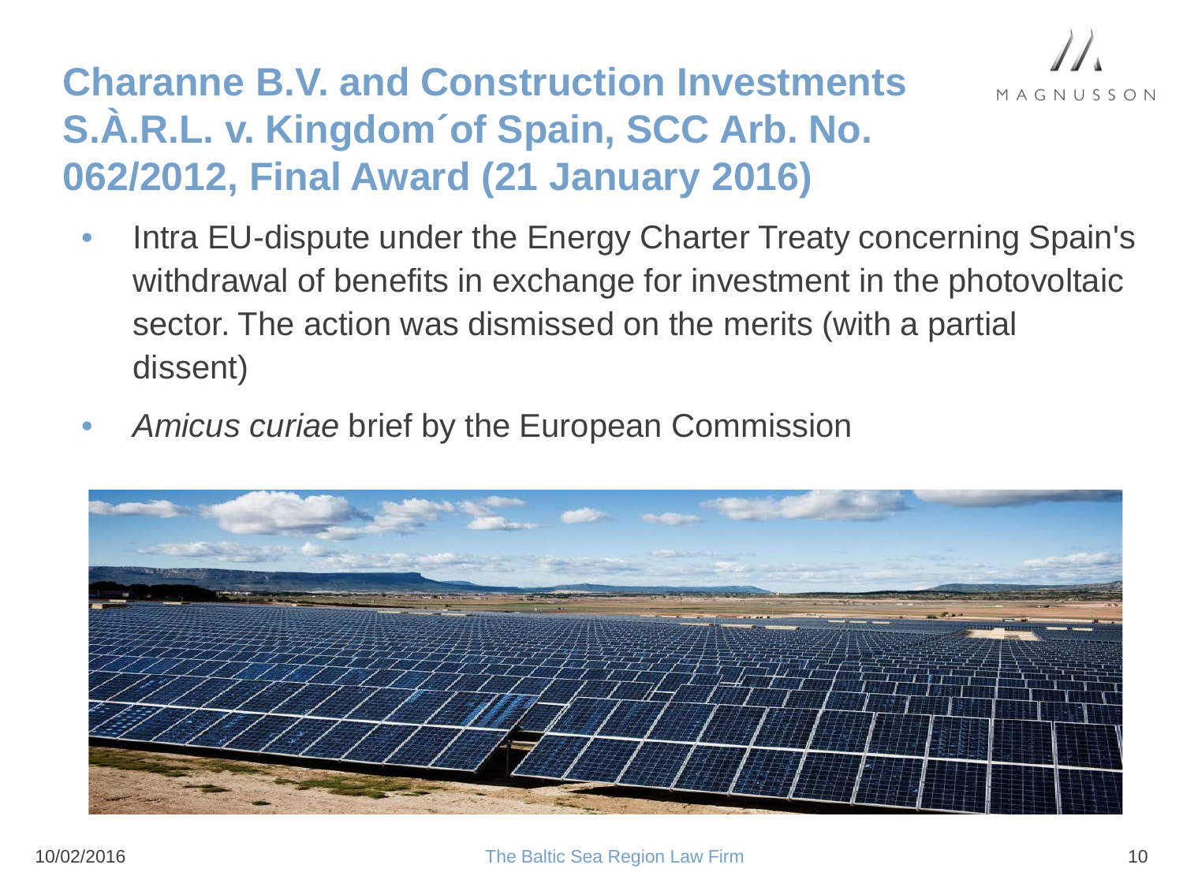# Charanne B.V. and Construction Investments S.À.R.L. v. Kingdom´of Spain, SCC Arb. No. 062/2012, Final Award (21 January 2016)

- Intra EU-dispute under the Energy Charter Treaty concerning Spain's withdrawal of benefits in exchange for investment in the photovoltaic sector. The action was dismissed on the merits (with a partial dissent)
- *Amicus curiae* brief by the European Commission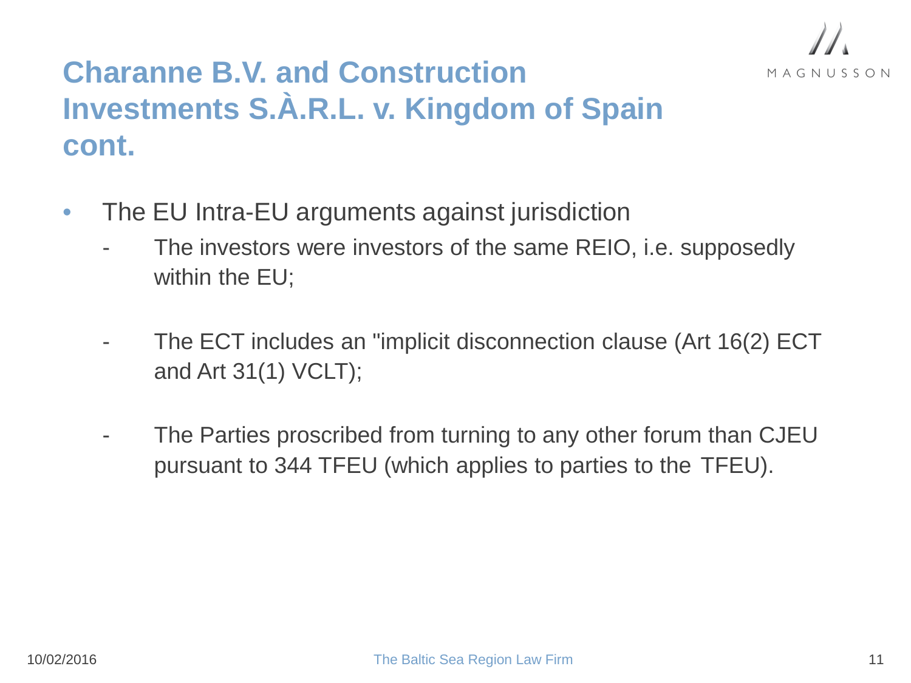# Charanne B.V. and Construction Investments S.À.R.L. v. Kingdom of Spain cont.

- The EU Intra-EU arguments against jurisdiction
  - The investors were investors of the same REIO, i.e. supposedly within the EU;
  - The ECT includes an "implicit disconnection clause (Art 16(2) ECT and Art 31(1) VCLT);
  - The Parties proscribed from turning to any other forum than CJEU pursuant to 344 TFEU (which applies to parties to the TFEU).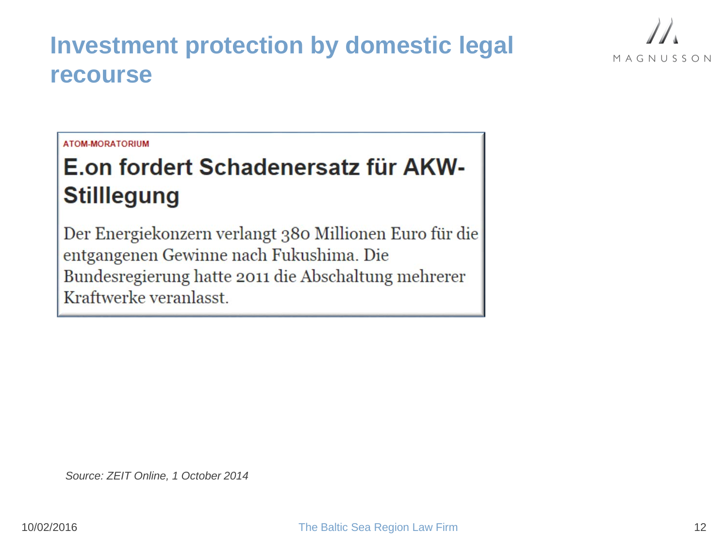# Investment protection by domestic legal recourse

ATOM-MORATORIUM

## E.on fordert Schadenersatz für AKW-Stilllegung

Der Energiekonzern verlangt 380 Millionen Euro für die entgangenen Gewinne nach Fukushima. Die Bundesregierung hatte 2011 die Abschaltung mehrerer Kraftwerke veranlasst.

*Source: ZEIT Online, 1 October 2014*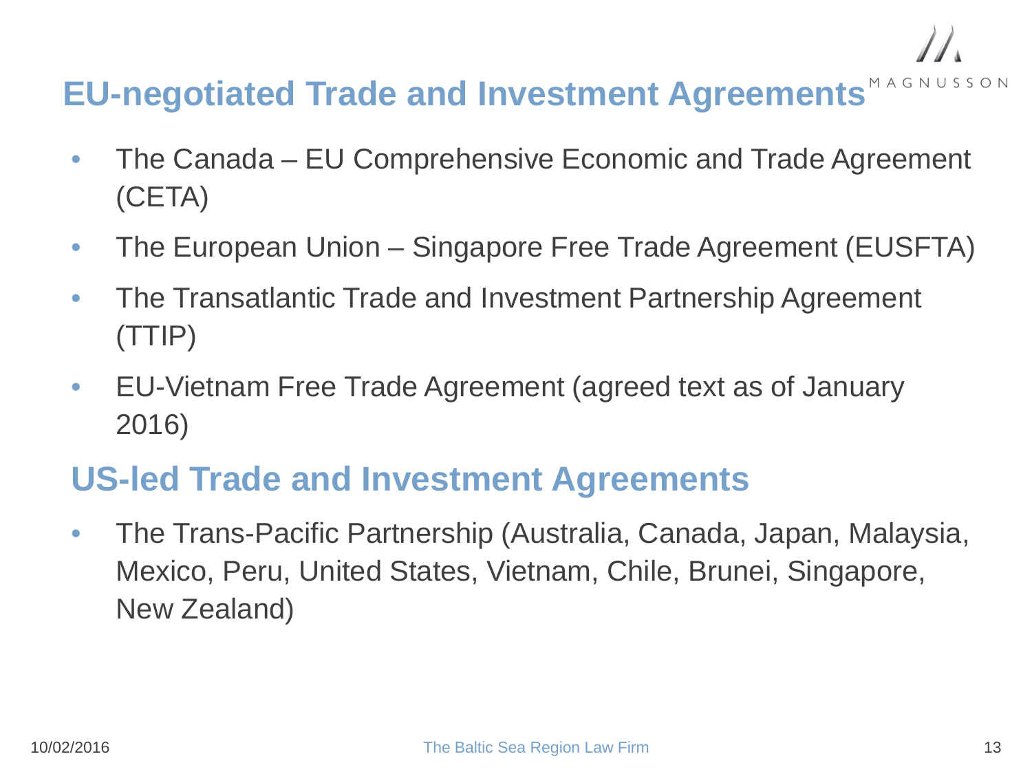## EU-negotiated Trade and Investment Agreements

- The Canada – EU Comprehensive Economic and Trade Agreement (CETA)
- The European Union – Singapore Free Trade Agreement (EUSFTA)
- The Transatlantic Trade and Investment Partnership Agreement (TTIP)
- EU-Vietnam Free Trade Agreement (agreed text as of January 2016)

## US-led Trade and Investment Agreements

- The Trans-Pacific Partnership (Australia, Canada, Japan, Malaysia, Mexico, Peru, United States, Vietnam, Chile, Brunei, Singapore, New Zealand)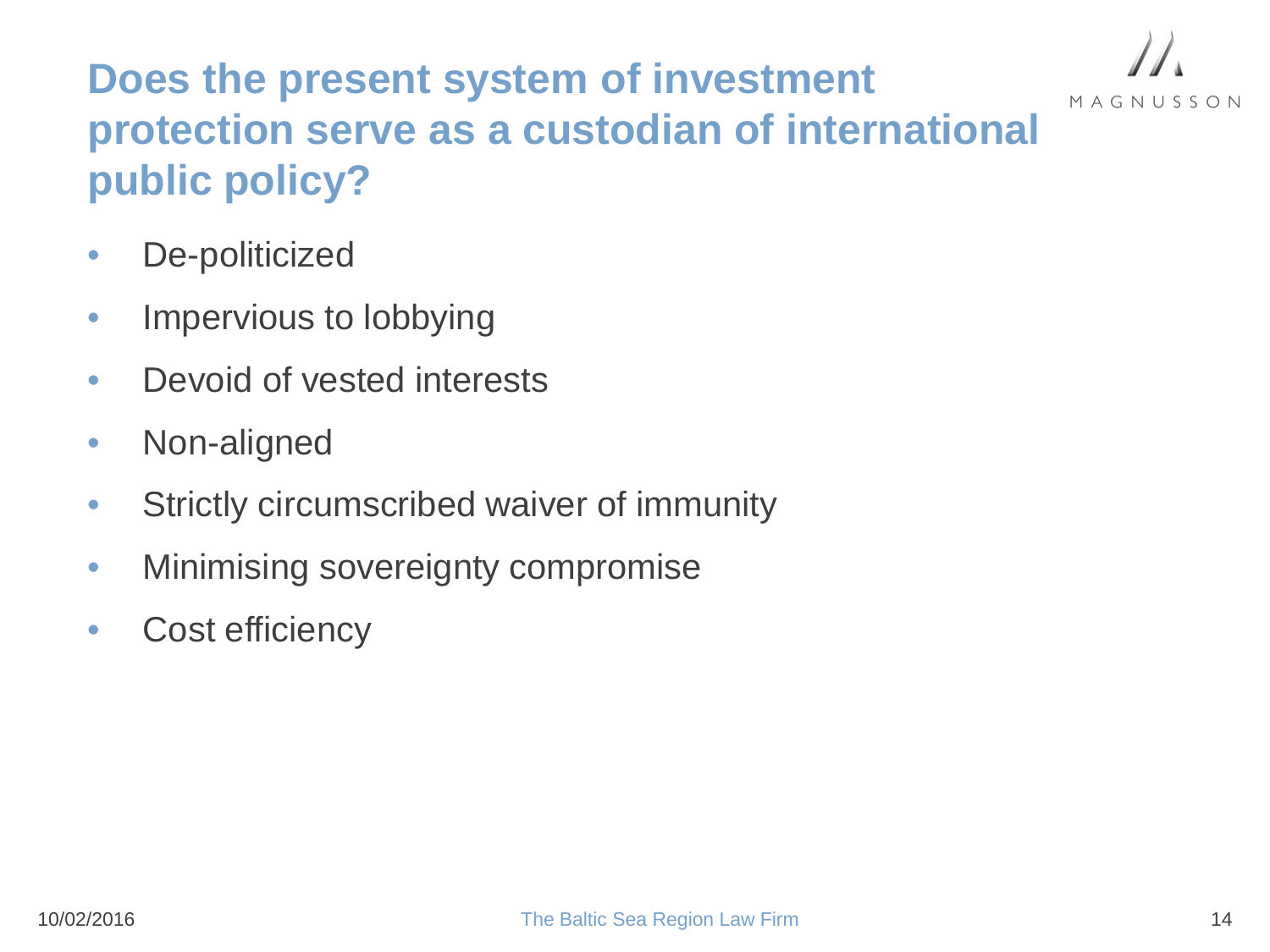# Does the present system of investment protection serve as a custodian of international public policy?

- De-politicized
- Impervious to lobbying
- Devoid of vested interests
- Non-aligned
- Strictly circumscribed waiver of immunity
- Minimising sovereignty compromise
- Cost efficiency